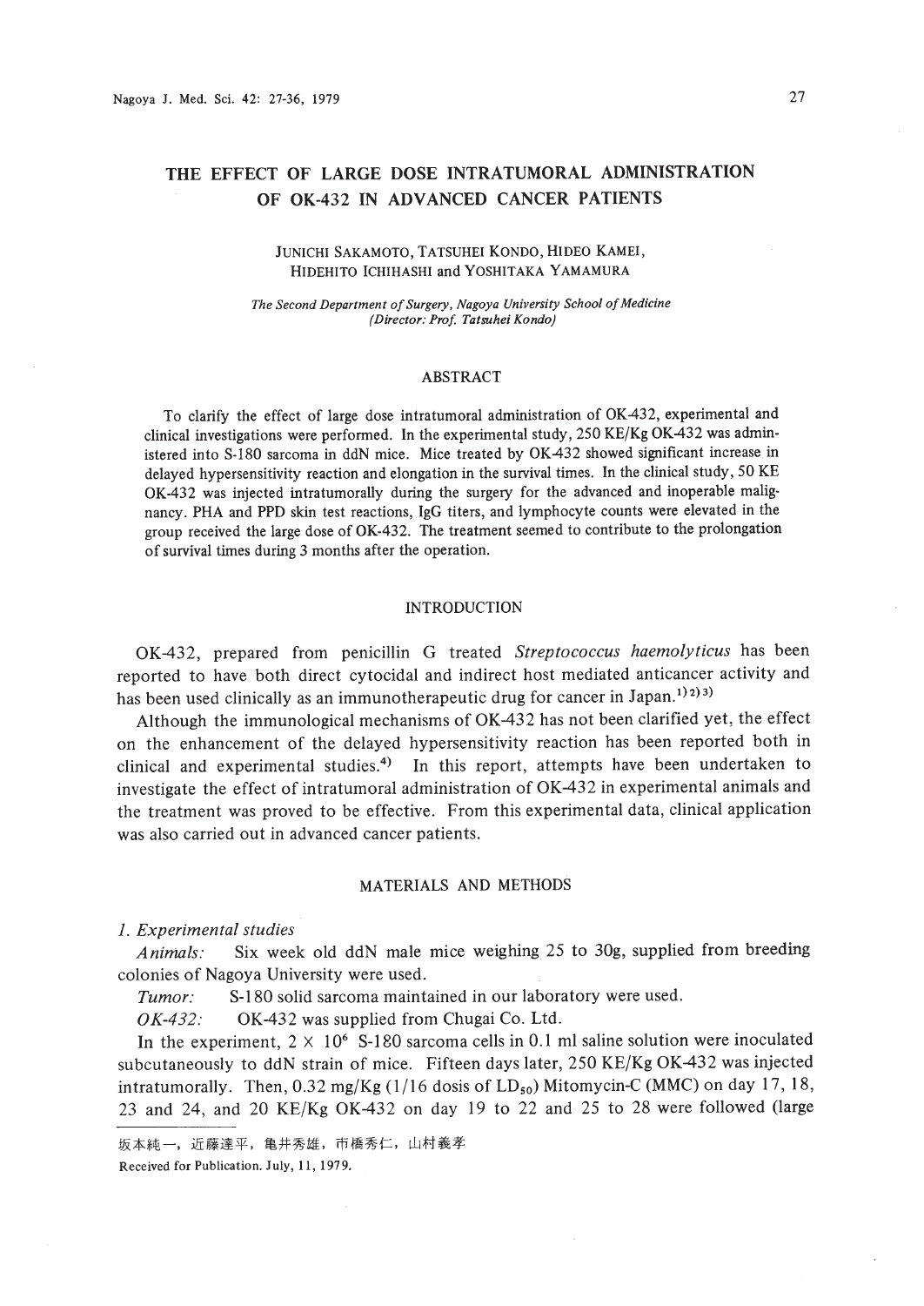# THE EFFECT OF LARGE DOSE INTRATUMORAL ADMINISTRATION OF OK-432 IN ADVANCED CANCER PATIENTS

JUNICHI SAKAMOTO, TATSUHEI KONDO, HIDEO KAMEI, HIDEHITO ICHIHASHI and YOSHITAKA YAMAMURA

*The Second Department of Surgery, Nagoya University School of Medicine (Director: Prof. Tatsuhei Kondo)*

## ABSTRACT

To clarify the effect of large dose intratumoral administration of OK-432, experimental and clinical investigations were performed. In the experimental study, 250 KE/Kg OK-432 was administered into S-180 sarcoma in ddN mice. Mice treated by OK-432 showed significant increase in delayed hypersensitivity reaction and elongation in the survival times. In the clinical study, 50 KE OK-432 was injected intratumorally during the surgery for the advanced and inoperable malignancy. PHA and PPD skin test reactions, IgG titers, and lymphocyte counts were elevated in the group received the large dose of OK-432. The treatment seemed to contribute to the prolongation of survival times during 3 months after the operation.

## INTRODUCTION

OK-432, prepared from penicillin G treated *Streptococcus haemolyticus* has been reported to have both direct cytocidal and indirect host mediated anticancer activity and has been used clinically as an immunotherapeutic drug for cancer in Japan.[1)2)3)]

Although the immunological mechanisms of OK-432 has not been clarified yet, the effect on the enhancement of the delayed hypersensitivity reaction has been reported both in clinical and experimental studies.[4)] In this report, attempts have been undertaken to investigate the effect of intratumoral administration of OK-432 in experimental animals and the treatment was proved to be effective. From this experimental data, clinical application was also carried out in advanced cancer patients.

## MATERIALS AND METHODS

### *1. Experimental studies*

*Animals:* Six week old ddN male mice weighing 25 to 30g, supplied from breeding colonies of Nagoya University were used.

*Tumor:* S-180 solid sarcoma maintained in our laboratory were used.

*OK-432:* OK-432 was supplied from Chugai Co. Ltd.

In the experiment, $2 \times 10^6$ S-180 sarcoma cells in 0.1 ml saline solution were inoculated subcutaneously to ddN strain of mice. Fifteen days later, 250 KE/Kg OK-432 was injected intratumorally. Then, 0.32 mg/Kg (1/16 dosis of $LD_{50}$) Mitomycin-C (MMC) on day 17, 18, 23 and 24, and 20 KE/Kg OK-432 on day 19 to 22 and 25 to 28 were followed (large

坂本純一，近藤達平，亀井秀雄，市橋秀仁，山村義孝

Received for Publication. July, 11, 1979.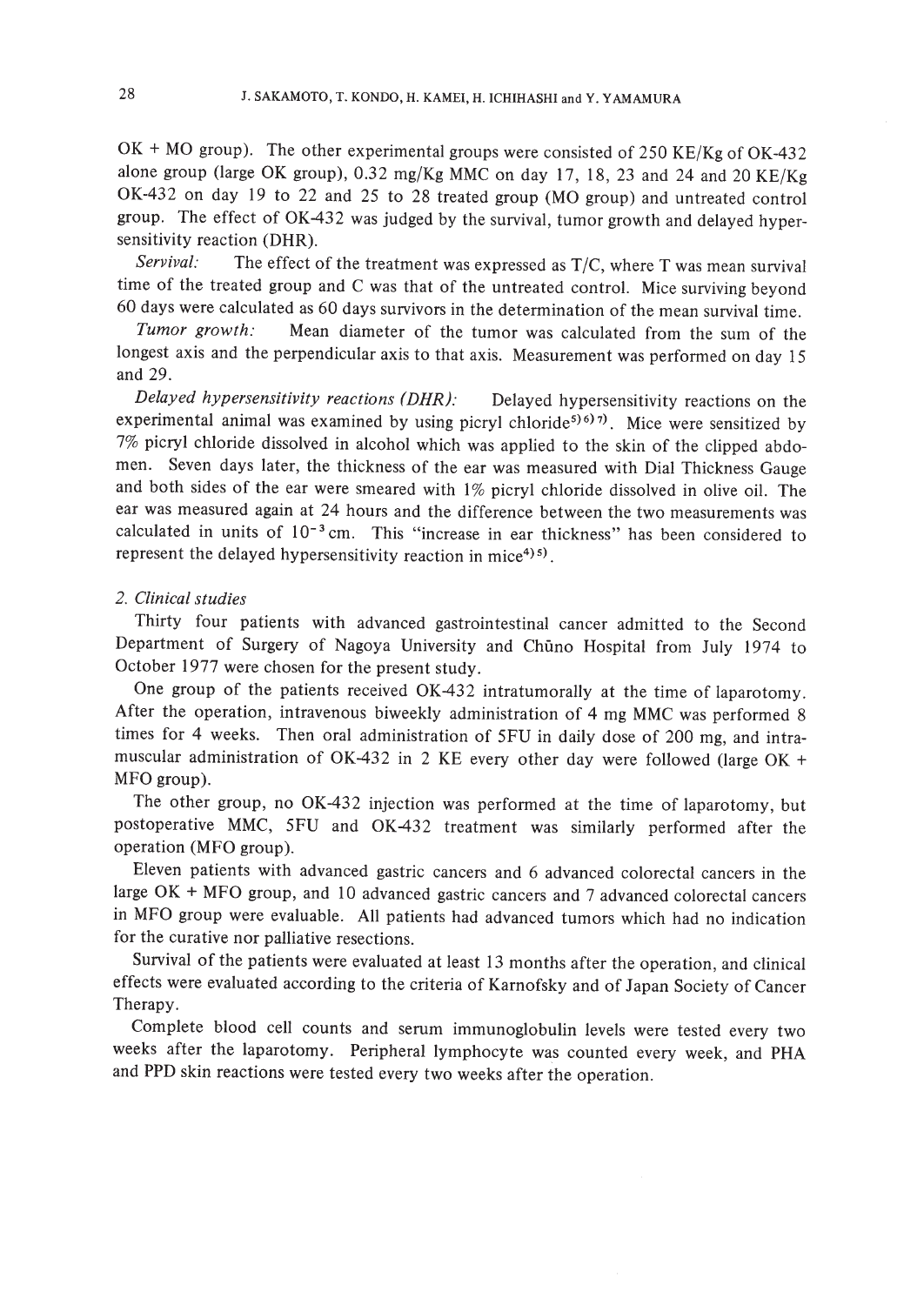OK + MO group). The other experimental groups were consisted of 250 KE/Kg of OK-432 alone group (large OK group), 0.32 mg/Kg MMC on day 17, 18, 23 and 24 and 20 KE/Kg OK-432 on day 19 to 22 and 25 to 28 treated group (MO group) and untreated control group. The effect of OK-432 was judged by the survival, tumor growth and delayed hypersensitivity reaction (DHR).

*Servival:* The effect of the treatment was expressed as T/C, where T was mean survival time of the treated group and C was that of the untreated control. Mice surviving beyond 60 days were calculated as 60 days survivors in the determination of the mean survival time.

*Tumor growth:* Mean diameter of the tumor was calculated from the sum of the longest axis and the perpendicular axis to that axis. Measurement was performed on day 15 and 29.

*Delayed hypersensitivity reactions (DHR):* Delayed hypersensitivity reactions on the experimental animal was examined by using picryl chloride[5)6)7)]. Mice were sensitized by 7% picryl chloride dissolved in alcohol which was applied to the skin of the clipped abdomen. Seven days later, the thickness of the ear was measured with Dial Thickness Gauge and both sides of the ear were smeared with 1% picryl chloride dissolved in olive oil. The ear was measured again at 24 hours and the difference between the two measurements was calculated in units of $10^{-3}$ cm. This "increase in ear thickness" has been considered to represent the delayed hypersensitivity reaction in mice[4)5)].

### 2. Clinical studies

Thirty four patients with advanced gastrointestinal cancer admitted to the Second Department of Surgery of Nagoya University and Chūno Hospital from July 1974 to October 1977 were chosen for the present study.

One group of the patients received OK-432 intratumorally at the time of laparotomy. After the operation, intravenous biweekly administration of 4 mg MMC was performed 8 times for 4 weeks. Then oral administration of 5FU in daily dose of 200 mg, and intramuscular administration of OK-432 in 2 KE every other day were followed (large OK + MFO group).

The other group, no OK-432 injection was performed at the time of laparotomy, but postoperative MMC, 5FU and OK-432 treatment was similarly performed after the operation (MFO group).

Eleven patients with advanced gastric cancers and 6 advanced colorectal cancers in the large OK + MFO group, and 10 advanced gastric cancers and 7 advanced colorectal cancers in MFO group were evaluable. All patients had advanced tumors which had no indication for the curative nor palliative resections.

Survival of the patients were evaluated at least 13 months after the operation, and clinical effects were evaluated according to the criteria of Karnofsky and of Japan Society of Cancer Therapy.

Complete blood cell counts and serum immunoglobulin levels were tested every two weeks after the laparotomy. Peripheral lymphocyte was counted every week, and PHA and PPD skin reactions were tested every two weeks after the operation.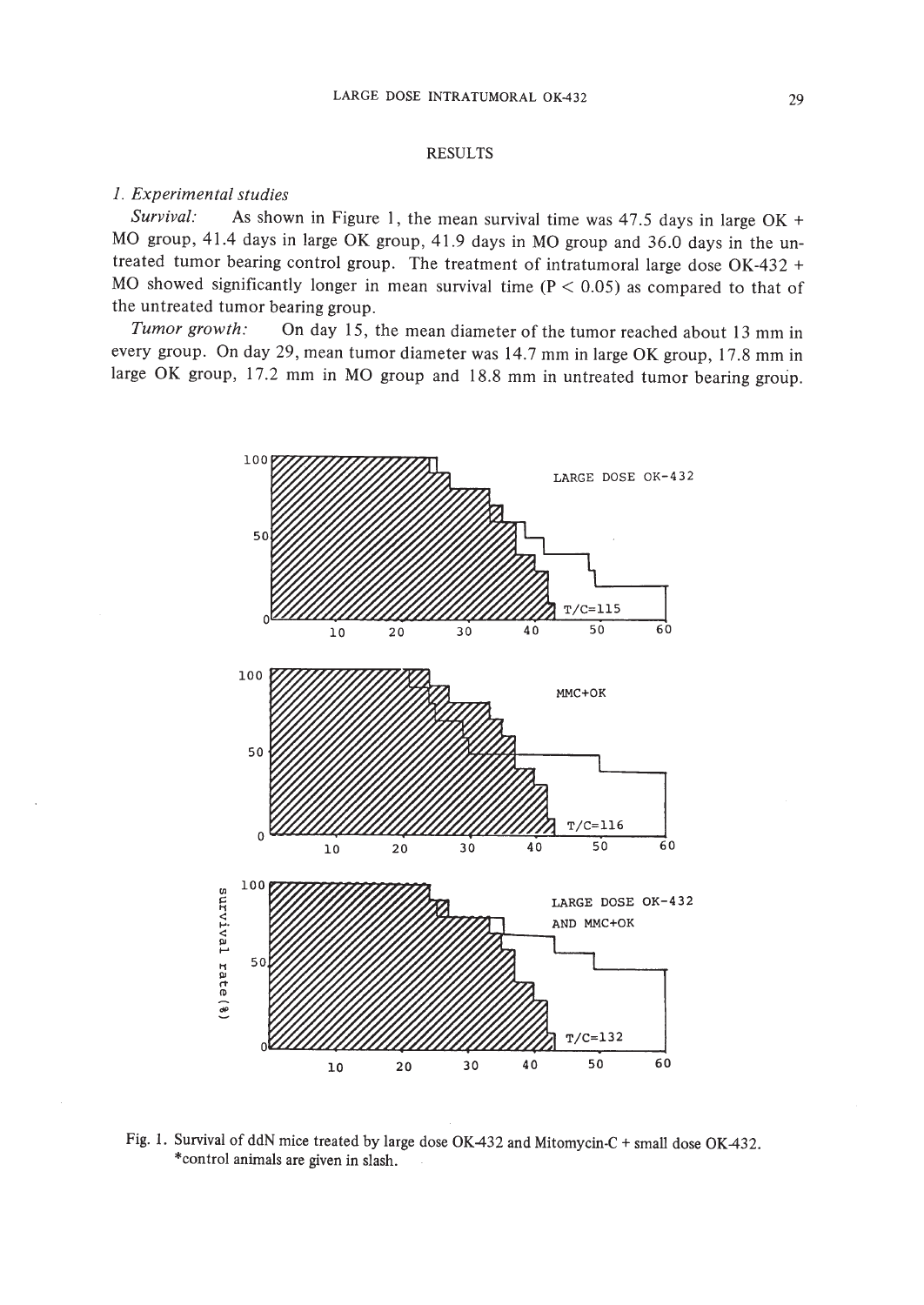## RESULTS

### 1. Experimental studies

*Survival:* As shown in Figure 1, the mean survival time was 47.5 days in large OK + MO group, 41.4 days in large OK group, 41.9 days in MO group and 36.0 days in the untreated tumor bearing control group. The treatment of intratumoral large dose OK-432 + MO showed significantly longer in mean survival time ($P < 0.05$) as compared to that of the untreated tumor bearing group.

*Tumor growth:* On day 15, the mean diameter of the tumor reached about 13 mm in every group. On day 29, mean tumor diameter was 14.7 mm in large OK group, 17.8 mm in large OK group, 17.2 mm in MO group and 18.8 mm in untreated tumor bearing group.

Fig. 1. Survival of ddN mice treated by large dose OK-432 and Mitomycin-C + small dose OK-432.
*control animals are given in slash.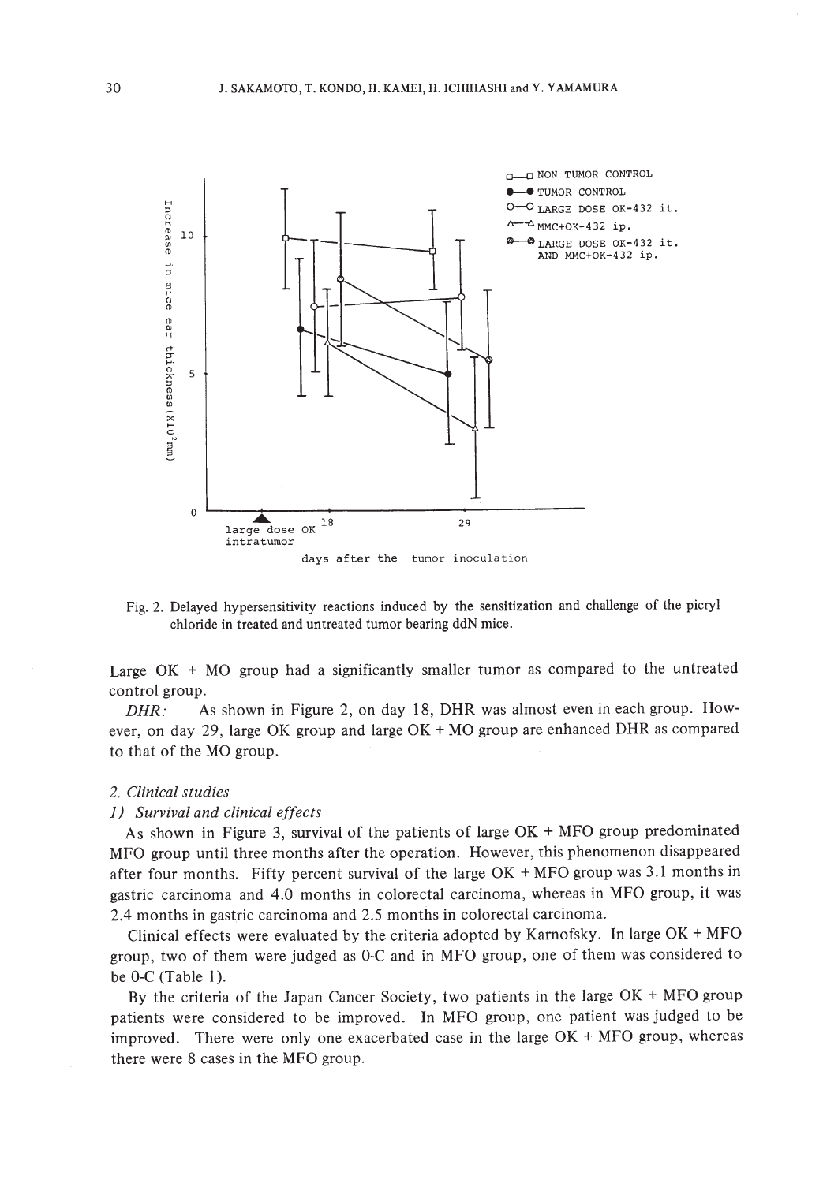Fig. 2. Delayed hypersensitivity reactions induced by the sensitization and challenge of the picryl chloride in treated and untreated tumor bearing ddN mice.

Large OK + MO group had a significantly smaller tumor as compared to the untreated control group.

*DHR:* As shown in Figure 2, on day 18, DHR was almost even in each group. However, on day 29, large OK group and large OK + MO group are enhanced DHR as compared to that of the MO group.

## 2. Clinical studies

### 1) Survival and clinical effects

As shown in Figure 3, survival of the patients of large OK + MFO group predominated MFO group until three months after the operation. However, this phenomenon disappeared after four months. Fifty percent survival of the large OK + MFO group was 3.1 months in gastric carcinoma and 4.0 months in colorectal carcinoma, whereas in MFO group, it was 2.4 months in gastric carcinoma and 2.5 months in colorectal carcinoma.

Clinical effects were evaluated by the criteria adopted by Karnofsky. In large OK + MFO group, two of them were judged as 0-C and in MFO group, one of them was considered to be 0-C (Table 1).

By the criteria of the Japan Cancer Society, two patients in the large OK + MFO group patients were considered to be improved. In MFO group, one patient was judged to be improved. There were only one exacerbated case in the large OK + MFO group, whereas there were 8 cases in the MFO group.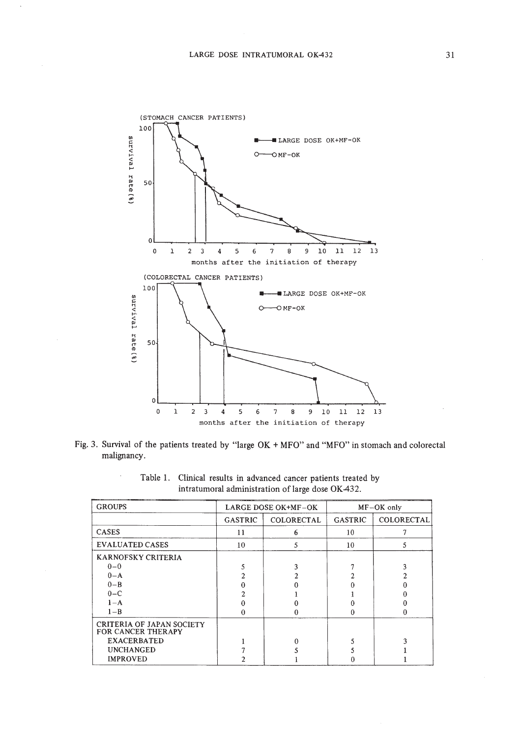(STOMACH CANCER PATIENTS)

(COLORECTAL CANCER PATIENTS)

Fig. 3. Survival of the patients treated by "large OK + MFO" and "MFO" in stomach and colorectal malignancy.

Table 1. Clinical results in advanced cancer patients treated by intratumoral administration of large dose OK-432.

| GROUPS | LARGE DOSE OK+MF–OK | | MF–OK only | |
|---|---|---|---|---|
| | GASTRIC | COLORECTAL | GASTRIC | COLORECTAL |
| CASES | 11 | 6 | 10 | 7 |
| EVALUATED CASES | 10 | 5 | 10 | 5 |
| KARNOFSKY CRITERIA | | | | |
| 0–0 | 5 | 3 | 7 | 3 |
| 0–A | 2 | 2 | 2 | 2 |
| 0–B | 0 | 0 | 0 | 0 |
| 0–C | 2 | 1 | 1 | 0 |
| 1–A | 0 | 0 | 0 | 0 |
| 1–B | 0 | 0 | 0 | 0 |
| CRITERIA OF JAPAN SOCIETY FOR CANCER THERAPY | | | | |
| EXACERBATED | 1 | 0 | 5 | 3 |
| UNCHANGED | 7 | 5 | 5 | 1 |
| IMPROVED | 2 | 1 | 0 | 1 |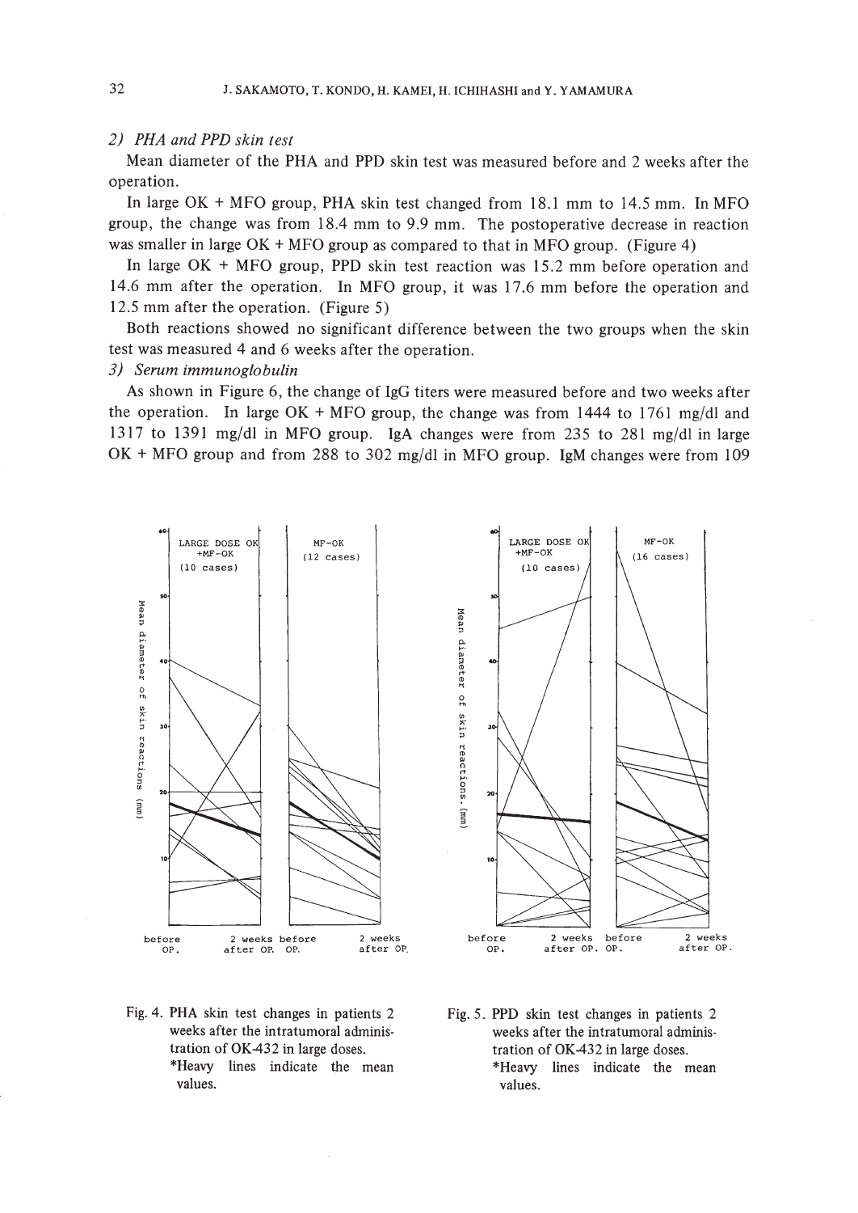*2) PHA and PPD skin test*

Mean diameter of the PHA and PPD skin test was measured before and 2 weeks after the operation.

In large OK + MFO group, PHA skin test changed from 18.1 mm to 14.5 mm. In MFO group, the change was from 18.4 mm to 9.9 mm. The postoperative decrease in reaction was smaller in large OK + MFO group as compared to that in MFO group. (Figure 4)

In large OK + MFO group, PPD skin test reaction was 15.2 mm before operation and 14.6 mm after the operation. In MFO group, it was 17.6 mm before the operation and 12.5 mm after the operation. (Figure 5)

Both reactions showed no significant difference between the two groups when the skin test was measured 4 and 6 weeks after the operation.

*3) Serum immunoglobulin*

As shown in Figure 6, the change of IgG titers were measured before and two weeks after the operation. In large OK + MFO group, the change was from 1444 to 1761 mg/dl and 1317 to 1391 mg/dl in MFO group. IgA changes were from 235 to 281 mg/dl in large OK + MFO group and from 288 to 302 mg/dl in MFO group. IgM changes were from 109

Fig. 4. PHA skin test changes in patients 2 weeks after the intratumoral administration of OK-432 in large doses.
*Heavy lines indicate the mean values.

Fig. 5. PPD skin test changes in patients 2 weeks after the intratumoral administration of OK-432 in large doses.
*Heavy lines indicate the mean values.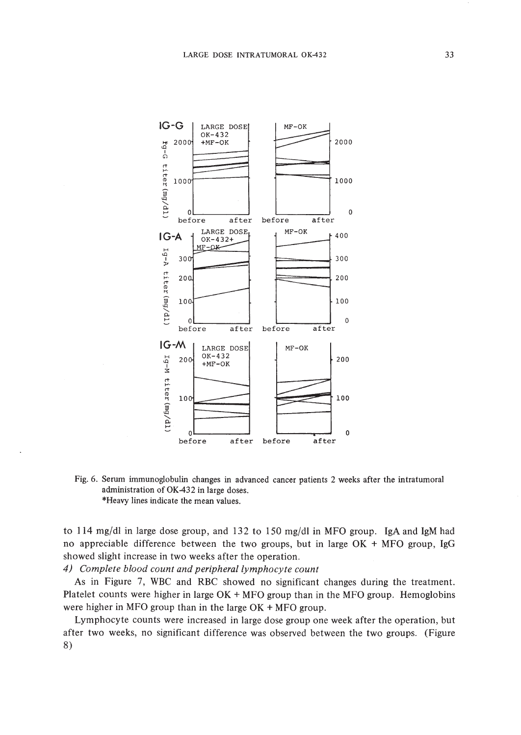Fig. 6. Serum immunoglobulin changes in advanced cancer patients 2 weeks after the intratumoral administration of OK-432 in large doses.
*Heavy lines indicate the mean values.

to 114 mg/dl in large dose group, and 132 to 150 mg/dl in MFO group. IgA and IgM had no appreciable difference between the two groups, but in large OK + MFO group, IgG showed slight increase in two weeks after the operation.

*4) Complete blood count and peripheral lymphocyte count*

As in Figure 7, WBC and RBC showed no significant changes during the treatment. Platelet counts were higher in large OK + MFO group than in the MFO group. Hemoglobins were higher in MFO group than in the large OK + MFO group.

Lymphocyte counts were increased in large dose group one week after the operation, but after two weeks, no significant difference was observed between the two groups. (Figure 8)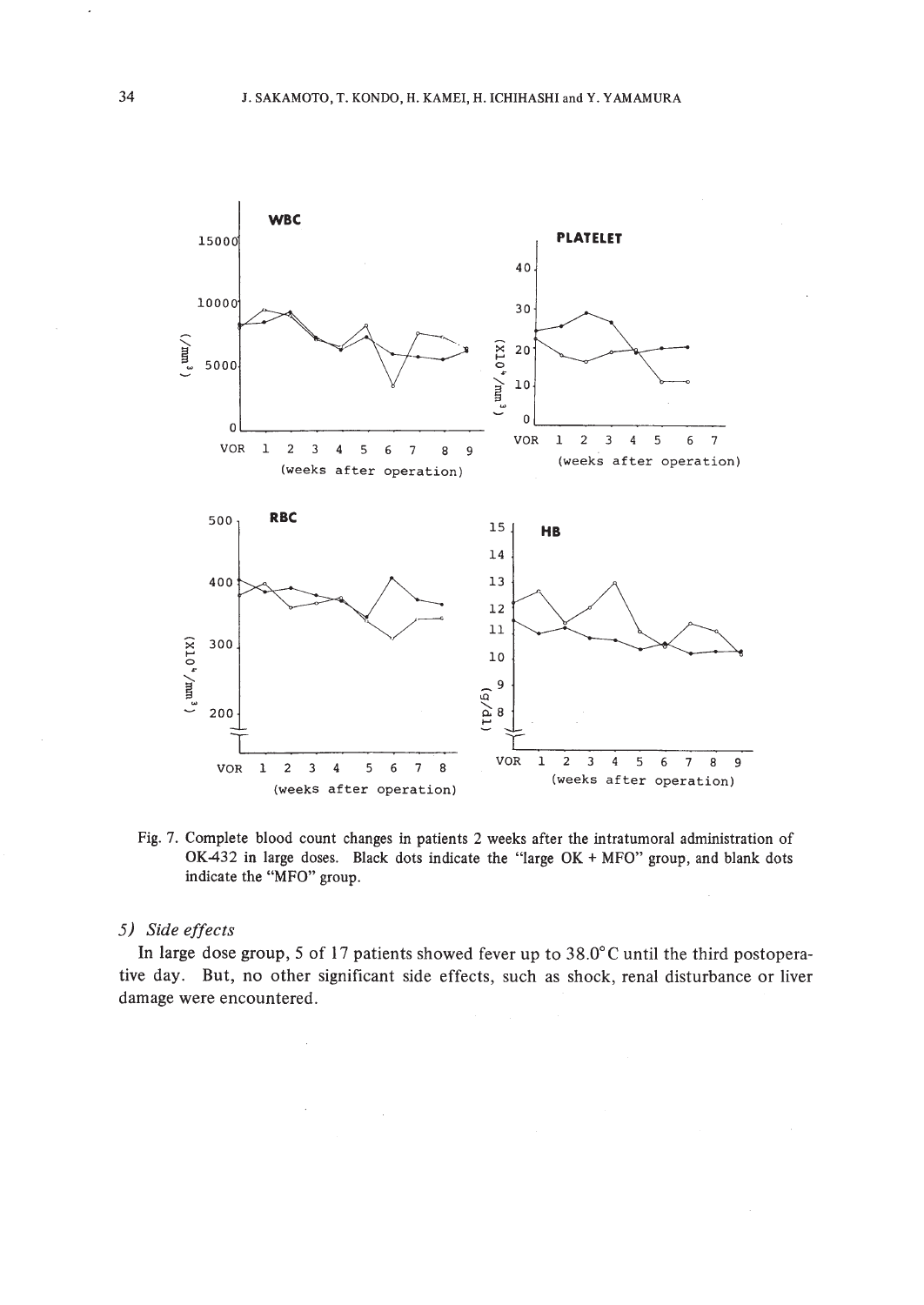Fig. 7. Complete blood count changes in patients 2 weeks after the intratumoral administration of OK-432 in large doses. Black dots indicate the "large OK + MFO" group, and blank dots indicate the "MFO" group.

### *5) Side effects*

In large dose group, 5 of 17 patients showed fever up to 38.0°C until the third postoperative day. But, no other significant side effects, such as shock, renal disturbance or liver damage were encountered.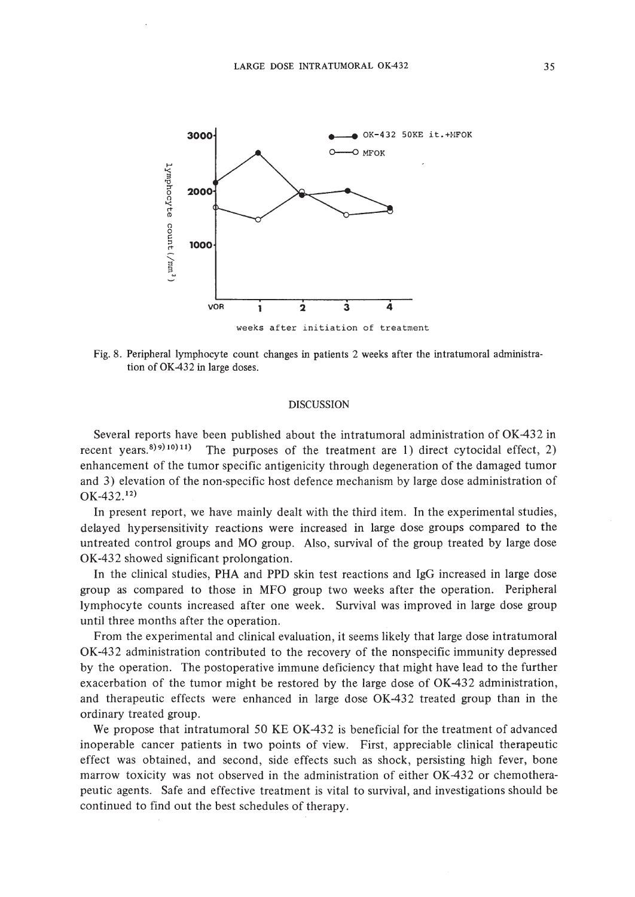Fig. 8. Peripheral lymphocyte count changes in patients 2 weeks after the intratumoral administration of OK-432 in large doses.

## DISCUSSION

Several reports have been published about the intratumoral administration of OK-432 in recent years.[8)9)10)11)] The purposes of the treatment are 1) direct cytocidal effect, 2) enhancement of the tumor specific antigenicity through degeneration of the damaged tumor and 3) elevation of the non-specific host defence mechanism by large dose administration of OK-432.[12)]

In present report, we have mainly dealt with the third item. In the experimental studies, delayed hypersensitivity reactions were increased in large dose groups compared to the untreated control groups and MO group. Also, survival of the group treated by large dose OK-432 showed significant prolongation.

In the clinical studies, PHA and PPD skin test reactions and IgG increased in large dose group as compared to those in MFO group two weeks after the operation. Peripheral lymphocyte counts increased after one week. Survival was improved in large dose group until three months after the operation.

From the experimental and clinical evaluation, it seems likely that large dose intratumoral OK-432 administration contributed to the recovery of the nonspecific immunity depressed by the operation. The postoperative immune deficiency that might have lead to the further exacerbation of the tumor might be restored by the large dose of OK-432 administration, and therapeutic effects were enhanced in large dose OK-432 treated group than in the ordinary treated group.

We propose that intratumoral 50 KE OK-432 is beneficial for the treatment of advanced inoperable cancer patients in two points of view. First, appreciable clinical therapeutic effect was obtained, and second, side effects such as shock, persisting high fever, bone marrow toxicity was not observed in the administration of either OK-432 or chemotherapeutic agents. Safe and effective treatment is vital to survival, and investigations should be continued to find out the best schedules of therapy.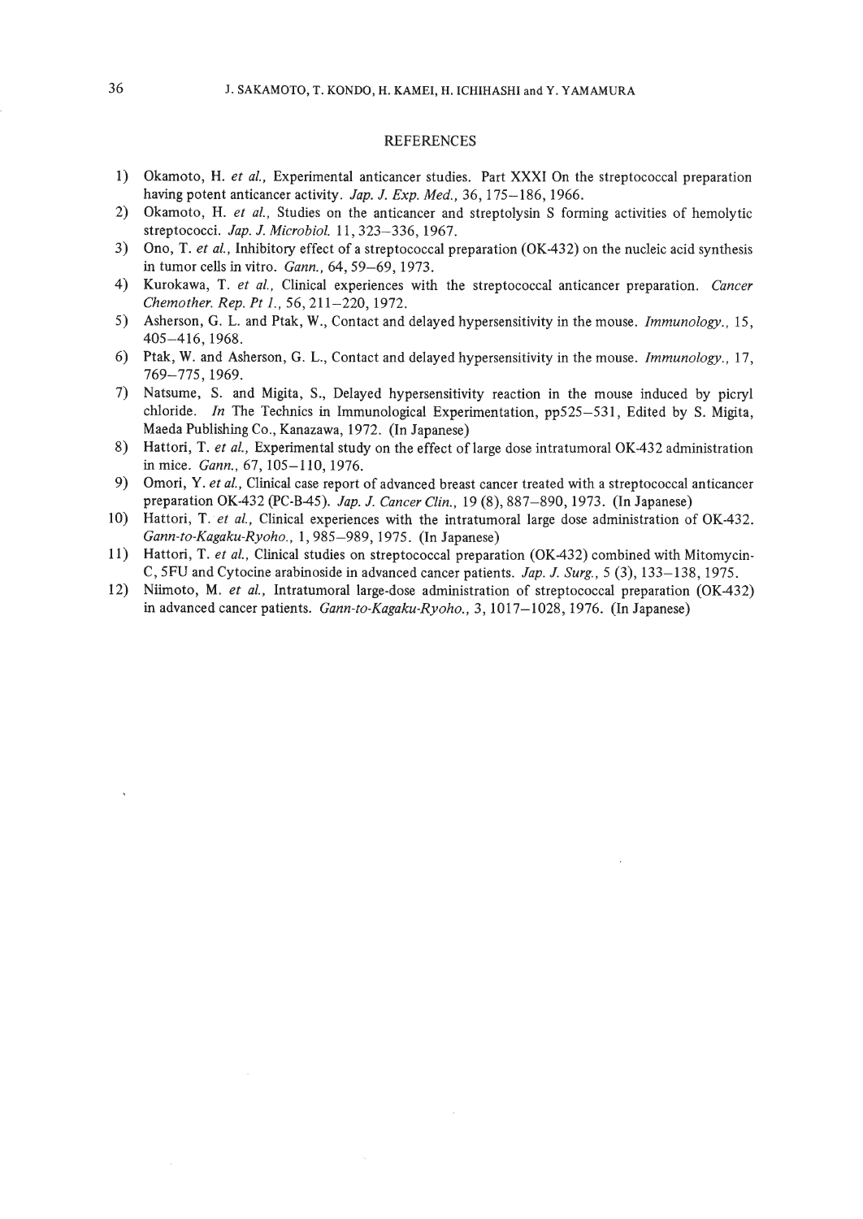## REFERENCES

1) Okamoto, H. *et al.,* Experimental anticancer studies. Part XXXI On the streptococcal preparation having potent anticancer activity. *Jap. J. Exp. Med.,* 36, 175–186, 1966.
2) Okamoto, H. *et al.,* Studies on the anticancer and streptolysin S forming activities of hemolytic streptococci. *Jap. J. Microbiol.* 11, 323–336, 1967.
3) Ono, T. *et al.,* Inhibitory effect of a streptococcal preparation (OK-432) on the nucleic acid synthesis in tumor cells in vitro. *Gann.,* 64, 59–69, 1973.
4) Kurokawa, T. *et al.,* Clinical experiences with the streptococcal anticancer preparation. *Cancer Chemother. Rep. Pt 1.,* 56, 211–220, 1972.
5) Asherson, G. L. and Ptak, W., Contact and delayed hypersensitivity in the mouse. *Immunology.,* 15, 405–416, 1968.
6) Ptak, W. and Asherson, G. L., Contact and delayed hypersensitivity in the mouse. *Immunology.,* 17, 769–775, 1969.
7) Natsume, S. and Migita, S., Delayed hypersensitivity reaction in the mouse induced by picryl chloride. *In* The Technics in Immunological Experimentation, pp525–531, Edited by S. Migita, Maeda Publishing Co., Kanazawa, 1972. (In Japanese)
8) Hattori, T. *et al.,* Experimental study on the effect of large dose intratumoral OK-432 administration in mice. *Gann.,* 67, 105–110, 1976.
9) Omori, Y. *et al.,* Clinical case report of advanced breast cancer treated with a streptococcal anticancer preparation OK-432 (PC-B-45). *Jap. J. Cancer Clin.,* 19 (8), 887–890, 1973. (In Japanese)
10) Hattori, T. *et al.,* Clinical experiences with the intratumoral large dose administration of OK-432. *Gann-to-Kagaku-Ryoho.,* 1, 985–989, 1975. (In Japanese)
11) Hattori, T. *et al.,* Clinical studies on streptococcal preparation (OK-432) combined with Mitomycin-C, 5FU and Cytocine arabinoside in advanced cancer patients. *Jap. J. Surg.,* 5 (3), 133–138, 1975.
12) Niimoto, M. *et al.,* Intratumoral large-dose administration of streptococcal preparation (OK-432) in advanced cancer patients. *Gann-to-Kagaku-Ryoho.,* 3, 1017–1028, 1976. (In Japanese)